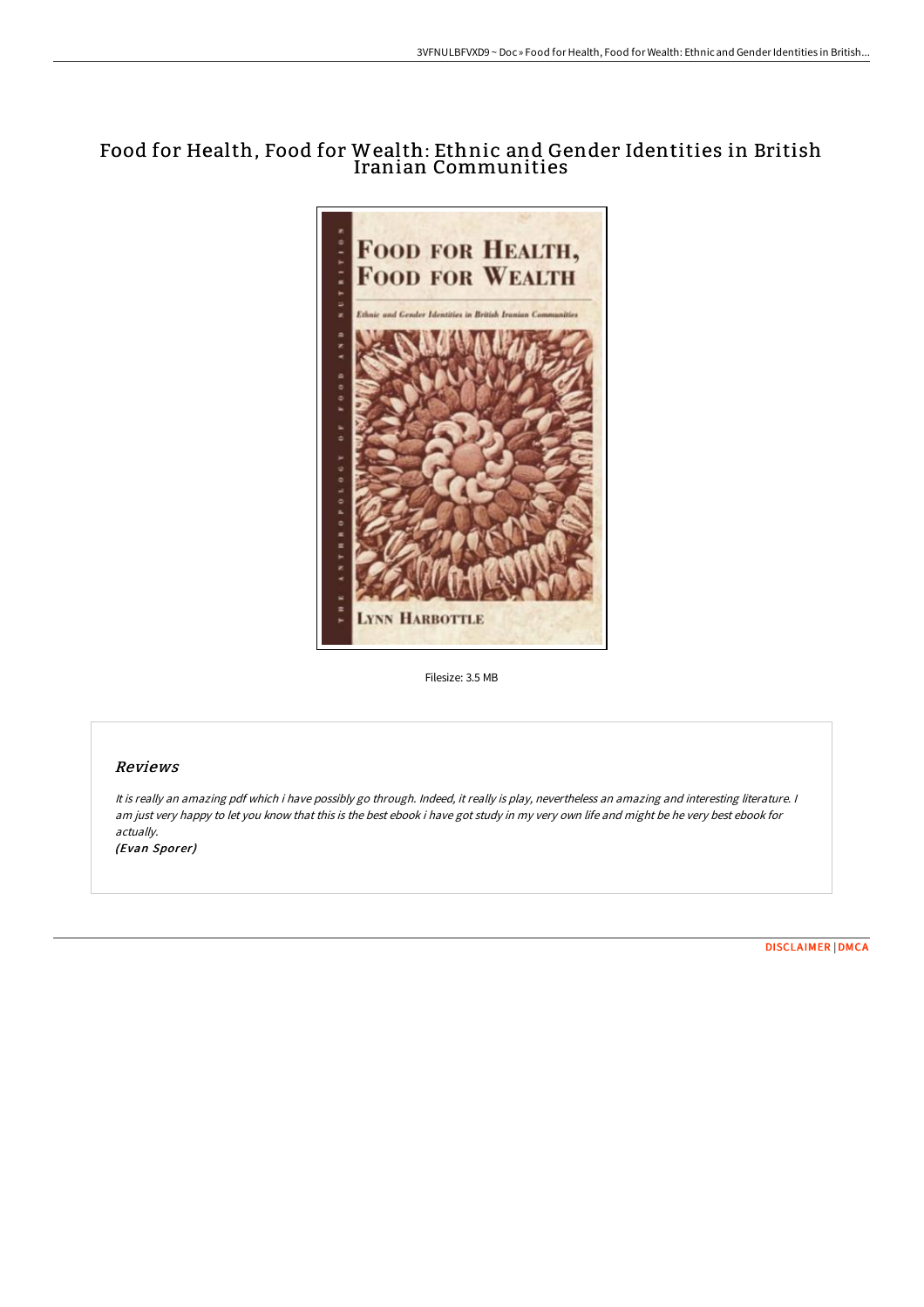# Food for Health, Food for Wealth: Ethnic and Gender Identities in British Iranian Communities

Filesize: 3.5 MB

## Reviews

*It is really an amazing pdf which i have possibly go through. Indeed, it really is play, nevertheless an amazing and interesting literature. I am just very happy to let you know that this is the best ebook i have got study in my very own life and might be he very best ebook for actually.*

*(Evan Sporer)*

DISCLAIMER | DMCA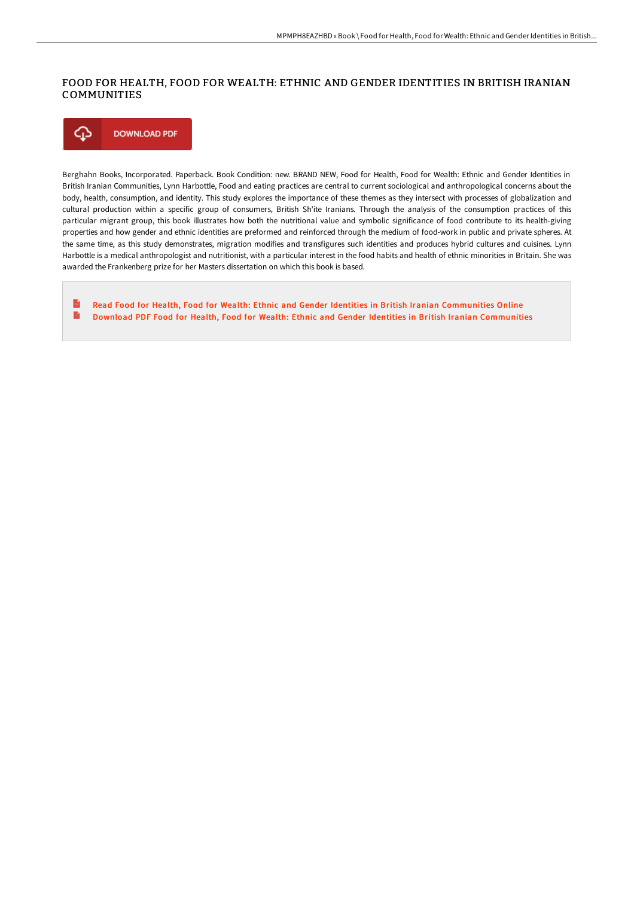# FOOD FOR HEALTH, FOOD FOR WEALTH: ETHNIC AND GENDER IDENTITIES IN BRITISH IRANIAN COMMUNITIES

DOWNLOAD PDF

Berghahn Books, Incorporated. Paperback. Book Condition: new. BRAND NEW, Food for Health, Food for Wealth: Ethnic and Gender Identities in British Iranian Communities, Lynn Harbottle, Food and eating practices are central to current sociological and anthropological concerns about the body, health, consumption, and identity. This study explores the importance of these themes as they intersect with processes of globalization and cultural production within a specific group of consumers, British Sh'ite Iranians. Through the analysis of the consumption practices of this particular migrant group, this book illustrates how both the nutritional value and symbolic significance of food contribute to its health-giving properties and how gender and ethnic identities are preformed and reinforced through the medium of food-work in public and private spheres. At the same time, as this study demonstrates, migration modifies and transfigures such identities and produces hybrid cultures and cuisines. Lynn Harbottle is a medical anthropologist and nutritionist, with a particular interest in the food habits and health of ethnic minorities in Britain. She was awarded the Frankenberg prize for her Masters dissertation on which this book is based.

- Read Food for Health, Food for Wealth: Ethnic and Gender Identities in British Iranian Communities Online
- Download PDF Food for Health, Food for Wealth: Ethnic and Gender Identities in British Iranian Communities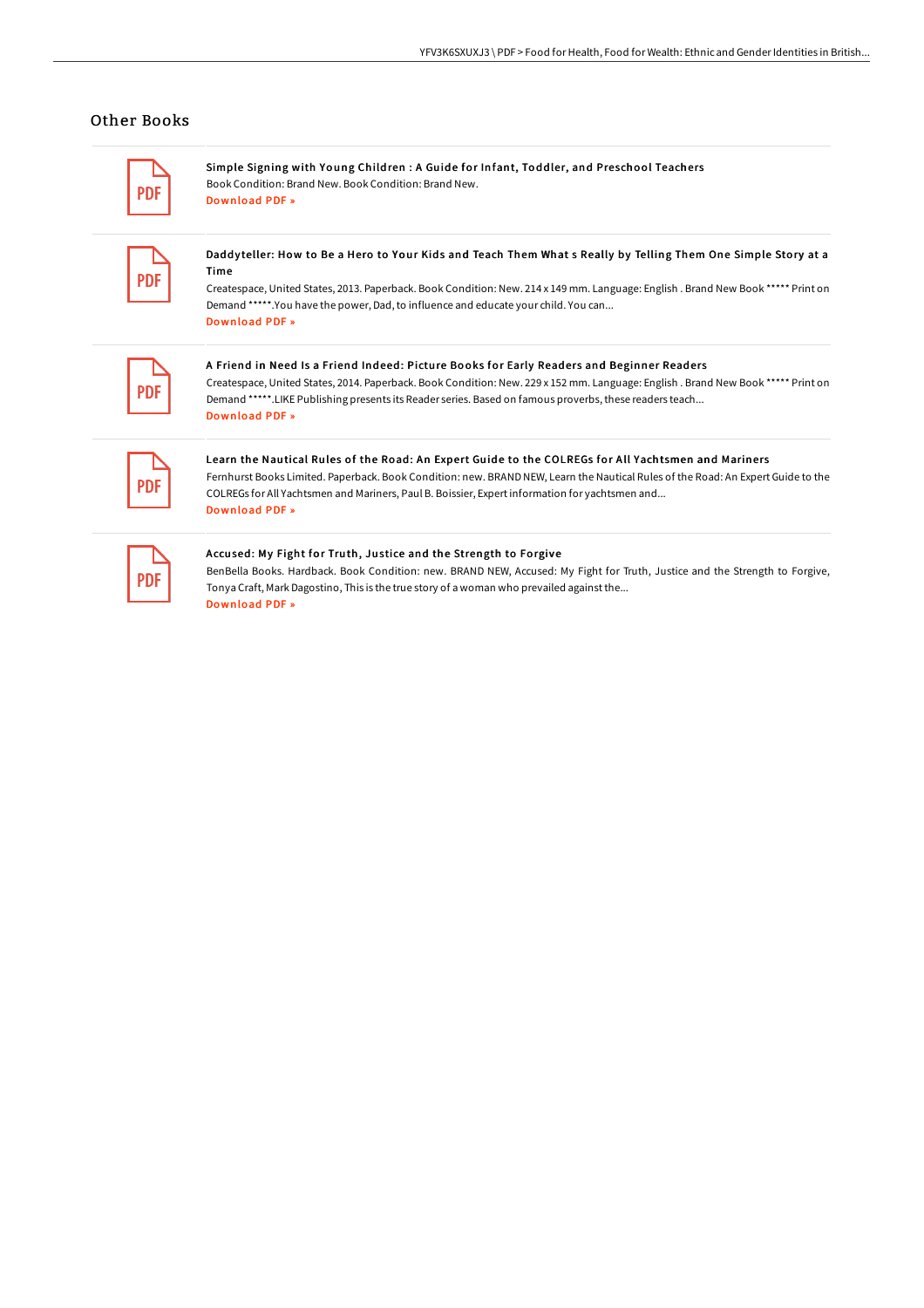## Other Books

**Simple Signing with Young Children : A Guide for Infant, Toddler, and Preschool Teachers**
Book Condition: Brand New. Book Condition: Brand New.
Download PDF »

**Daddyteller: How to Be a Hero to Your Kids and Teach Them What s Really by Telling Them One Simple Story at a Time**
Createspace, United States, 2013. Paperback. Book Condition: New. 214 x 149 mm. Language: English . Brand New Book ***** Print on Demand *****.You have the power, Dad, to influence and educate your child. You can...
Download PDF »

**A Friend in Need Is a Friend Indeed: Picture Books for Early Readers and Beginner Readers**
Createspace, United States, 2014. Paperback. Book Condition: New. 229 x 152 mm. Language: English . Brand New Book ***** Print on Demand *****.LIKE Publishing presents its Reader series. Based on famous proverbs, these readers teach...
Download PDF »

**Learn the Nautical Rules of the Road: An Expert Guide to the COLREGs for All Yachtsmen and Mariners**
Fernhurst Books Limited. Paperback. Book Condition: new. BRAND NEW, Learn the Nautical Rules of the Road: An Expert Guide to the COLREGs for All Yachtsmen and Mariners, Paul B. Boissier, Expert information for yachtsmen and...
Download PDF »

**Accused: My Fight for Truth, Justice and the Strength to Forgive**
BenBella Books. Hardback. Book Condition: new. BRAND NEW, Accused: My Fight for Truth, Justice and the Strength to Forgive, Tonya Craft, Mark Dagostino, This is the true story of a woman who prevailed against the...
Download PDF »